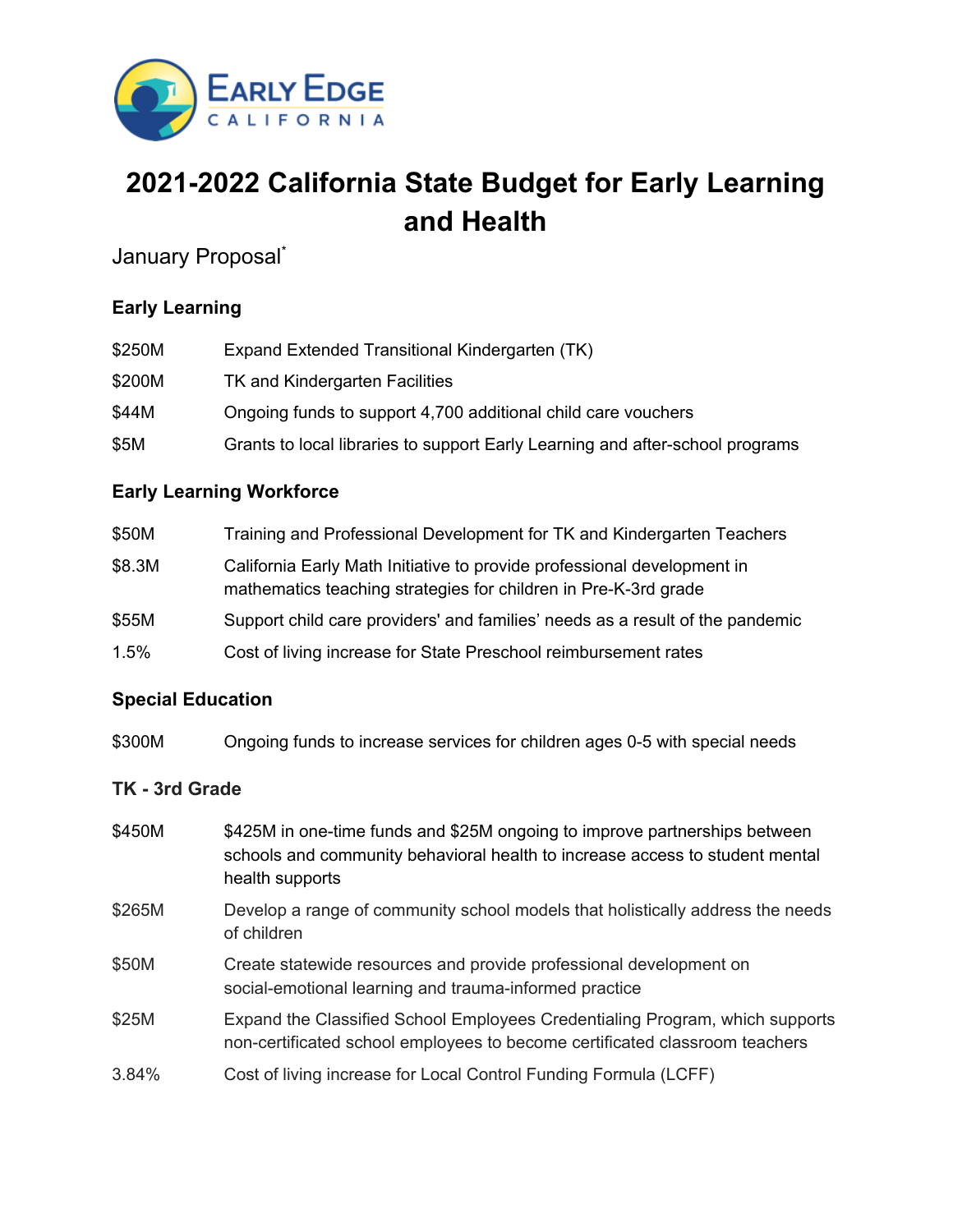# 2021-2022 California State Budget for Early Learning and Health

January Proposal*

### Early Learning

| | |
|---|---|
| $250M | Expand Extended Transitional Kindergarten (TK) |
| $200M | TK and Kindergarten Facilities |
| $44M | Ongoing funds to support 4,700 additional child care vouchers |
| $5M | Grants to local libraries to support Early Learning and after-school programs |

### Early Learning Workforce

| | |
|---|---|
| $50M | Training and Professional Development for TK and Kindergarten Teachers |
| $8.3M | California Early Math Initiative to provide professional development in mathematics teaching strategies for children in Pre-K-3rd grade |
| $55M | Support child care providers' and families' needs as a result of the pandemic |
| 1.5% | Cost of living increase for State Preschool reimbursement rates |

### Special Education

| | |
|---|---|
| $300M | Ongoing funds to increase services for children ages 0-5 with special needs |

### TK - 3rd Grade

| | |
|---|---|
| $450M | $425M in one-time funds and $25M ongoing to improve partnerships between schools and community behavioral health to increase access to student mental health supports |
| $265M | Develop a range of community school models that holistically address the needs of children |
| $50M | Create statewide resources and provide professional development on social-emotional learning and trauma-informed practice |
| $25M | Expand the Classified School Employees Credentialing Program, which supports non-certificated school employees to become certificated classroom teachers |
| 3.84% | Cost of living increase for Local Control Funding Formula (LCFF) |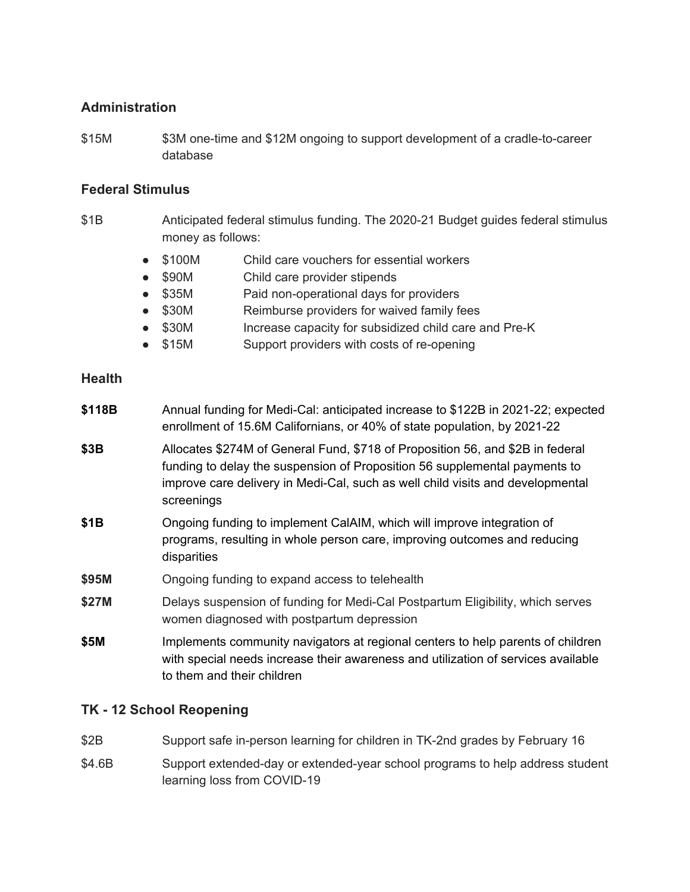### Administration

$15M — $3M one-time and $12M ongoing to support development of a cradle-to-career database

### Federal Stimulus

$1B — Anticipated federal stimulus funding. The 2020-21 Budget guides federal stimulus money as follows:

- $100M — Child care vouchers for essential workers
- $90M — Child care provider stipends
- $35M — Paid non-operational days for providers
- $30M — Reimburse providers for waived family fees
- $30M — Increase capacity for subsidized child care and Pre-K
- $15M — Support providers with costs of re-opening

### Health

**$118B** — Annual funding for Medi-Cal: anticipated increase to $122B in 2021-22; expected enrollment of 15.6M Californians, or 40% of state population, by 2021-22

**$3B** — Allocates $274M of General Fund, $718 of Proposition 56, and $2B in federal funding to delay the suspension of Proposition 56 supplemental payments to improve care delivery in Medi-Cal, such as well child visits and developmental screenings

**$1B** — Ongoing funding to implement CalAIM, which will improve integration of programs, resulting in whole person care, improving outcomes and reducing disparities

**$95M** — Ongoing funding to expand access to telehealth

**$27M** — Delays suspension of funding for Medi-Cal Postpartum Eligibility, which serves women diagnosed with postpartum depression

**$5M** — Implements community navigators at regional centers to help parents of children with special needs increase their awareness and utilization of services available to them and their children

### TK - 12 School Reopening

$2B — Support safe in-person learning for children in TK-2nd grades by February 16

$4.6B — Support extended-day or extended-year school programs to help address student learning loss from COVID-19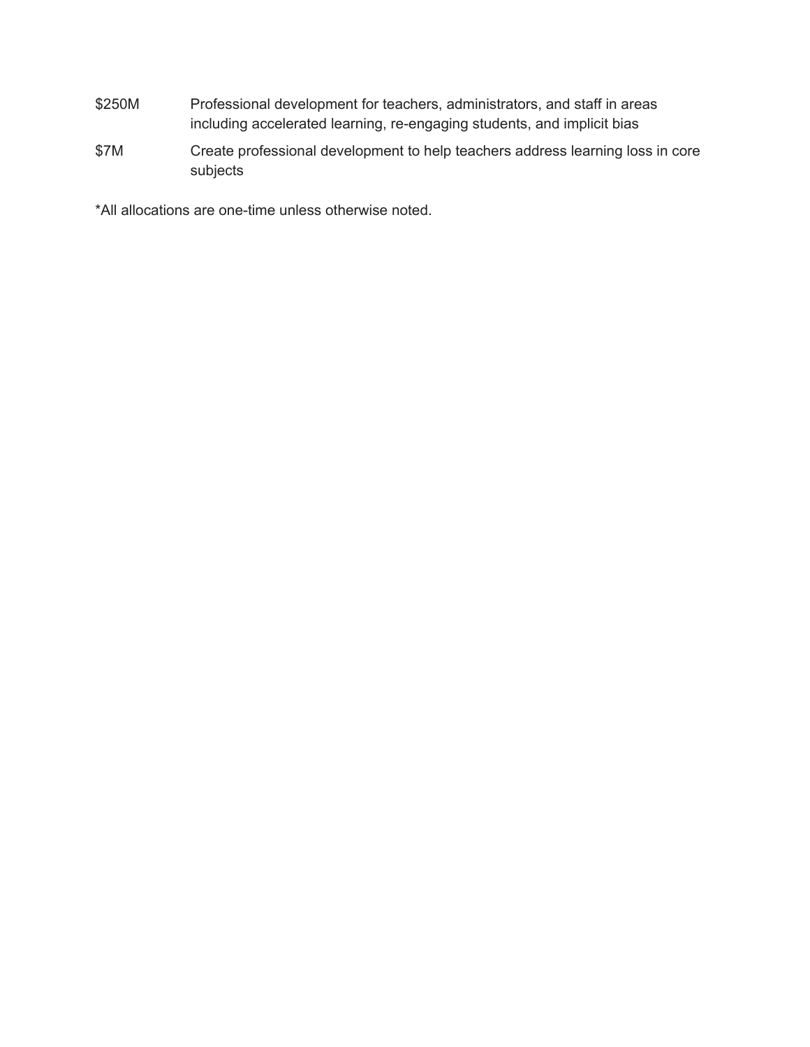| | |
|---|---|
| $250M | Professional development for teachers, administrators, and staff in areas including accelerated learning, re-engaging students, and implicit bias |
| $7M | Create professional development to help teachers address learning loss in core subjects |

*All allocations are one-time unless otherwise noted.